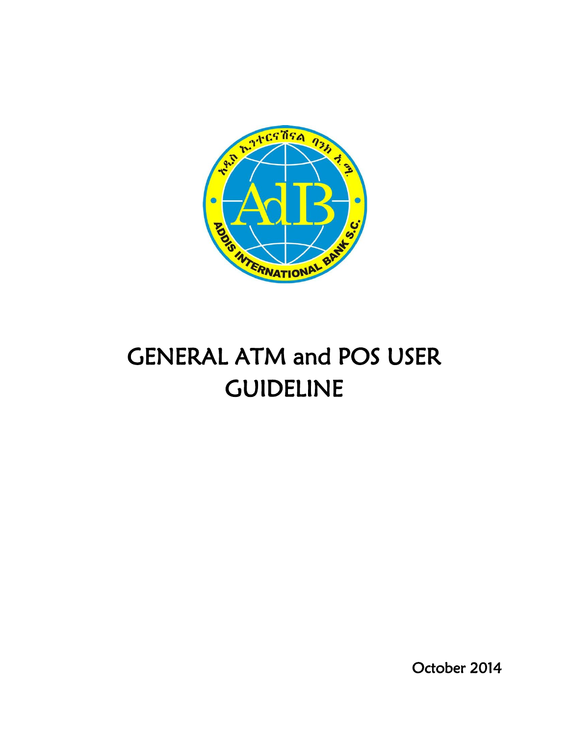# GENERAL ATM and POS USER GUIDELINE

October 2014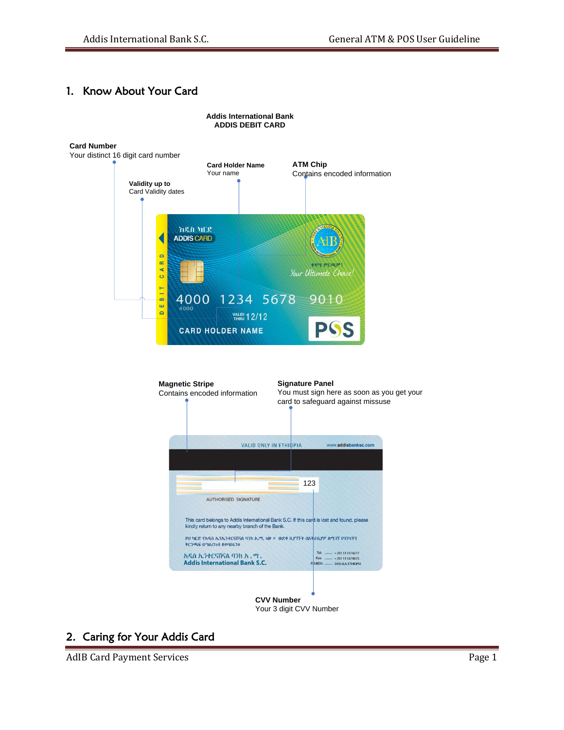## 1. Know About Your Card

**Addis International Bank**
**ADDIS DEBIT CARD**

**Card Number**
Your distinct 16 digit card number

**Card Holder Name**
Your name

**ATM Chip**
Contains encoded information

**Validity up to**
Card Validity dates

**Magnetic Stripe**
Contains encoded information

**Signature Panel**
You must sign here as soon as you get your card to safeguard against missuse

**CVV Number**
Your 3 digit CVV Number

## 2. Caring for Your Addis Card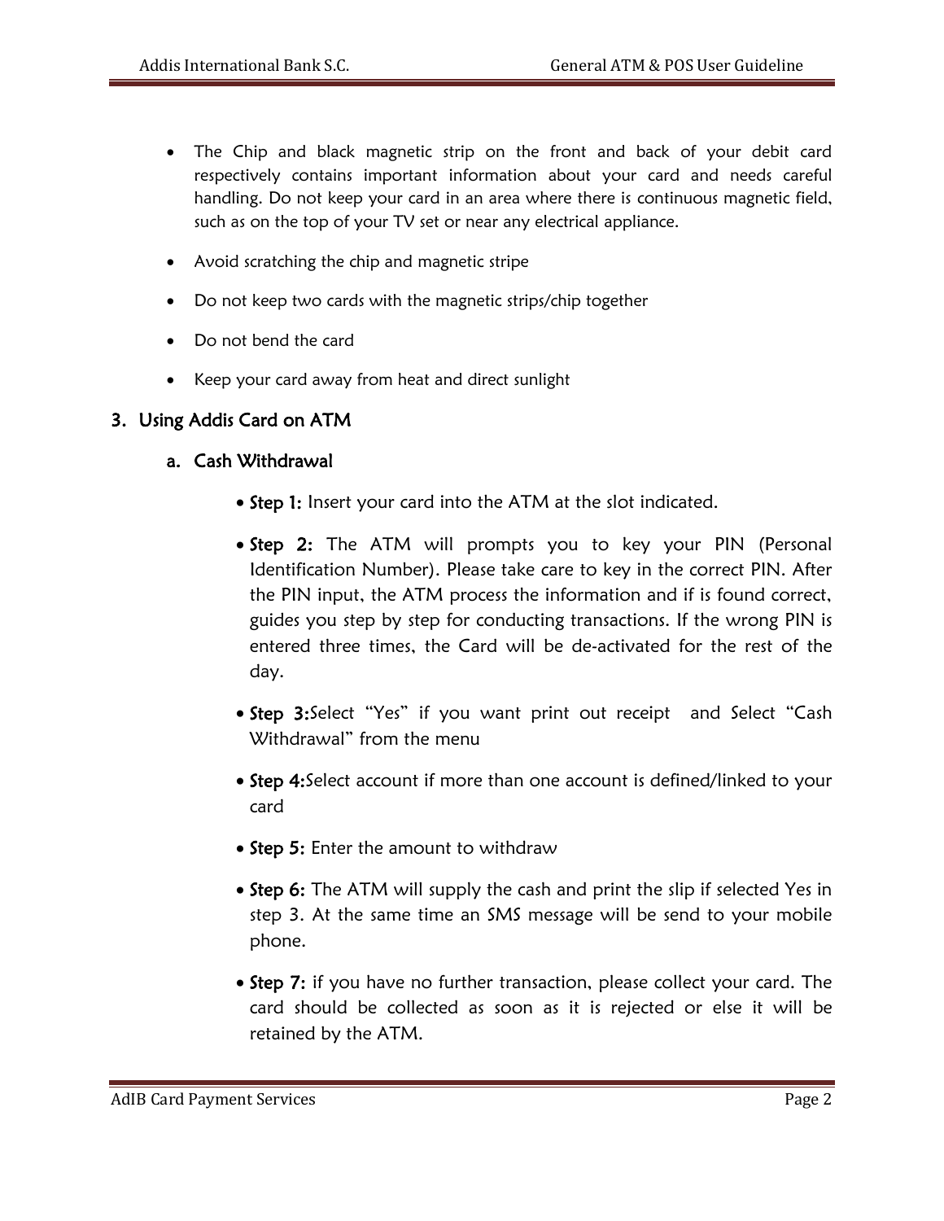- The Chip and black magnetic strip on the front and back of your debit card respectively contains important information about your card and needs careful handling. Do not keep your card in an area where there is continuous magnetic field, such as on the top of your TV set or near any electrical appliance.
- Avoid scratching the chip and magnetic stripe
- Do not keep two cards with the magnetic strips/chip together
- Do not bend the card
- Keep your card away from heat and direct sunlight

## 3. Using Addis Card on ATM

### a. Cash Withdrawal

- **Step 1:** Insert your card into the ATM at the slot indicated.
- **Step 2:** The ATM will prompts you to key your PIN (Personal Identification Number). Please take care to key in the correct PIN. After the PIN input, the ATM process the information and if is found correct, guides you step by step for conducting transactions. If the wrong PIN is entered three times, the Card will be de-activated for the rest of the day.
- **Step 3:**Select "Yes" if you want print out receipt and Select "Cash Withdrawal" from the menu
- **Step 4:**Select account if more than one account is defined/linked to your card
- **Step 5:** Enter the amount to withdraw
- **Step 6:** The ATM will supply the cash and print the slip if selected Yes in step 3. At the same time an SMS message will be send to your mobile phone.
- **Step 7:** if you have no further transaction, please collect your card. The card should be collected as soon as it is rejected or else it will be retained by the ATM.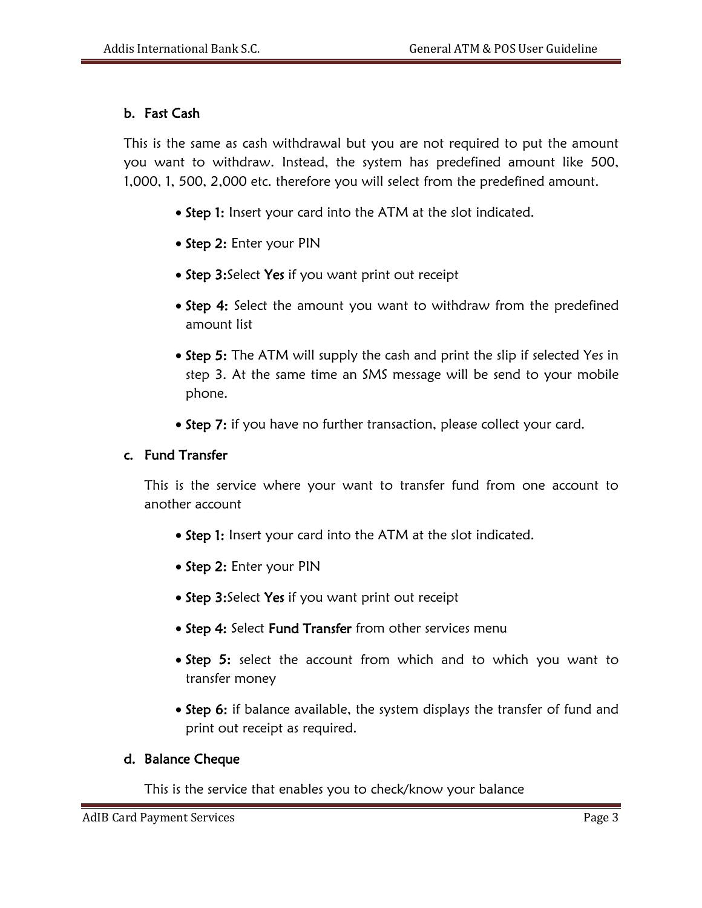### b. Fast Cash

This is the same as cash withdrawal but you are not required to put the amount you want to withdraw. Instead, the system has predefined amount like 500, 1,000, 1, 500, 2,000 etc. therefore you will select from the predefined amount.

- **Step 1:** Insert your card into the ATM at the slot indicated.
- **Step 2:** Enter your PIN
- **Step 3:**Select **Yes** if you want print out receipt
- **Step 4:** Select the amount you want to withdraw from the predefined amount list
- **Step 5:** The ATM will supply the cash and print the slip if selected Yes in step 3. At the same time an SMS message will be send to your mobile phone.
- **Step 7:** if you have no further transaction, please collect your card.

### c. Fund Transfer

This is the service where your want to transfer fund from one account to another account

- **Step 1:** Insert your card into the ATM at the slot indicated.
- **Step 2:** Enter your PIN
- **Step 3:**Select **Yes** if you want print out receipt
- **Step 4:** Select **Fund Transfer** from other services menu
- **Step 5:** select the account from which and to which you want to transfer money
- **Step 6:** if balance available, the system displays the transfer of fund and print out receipt as required.

### d. Balance Cheque

This is the service that enables you to check/know your balance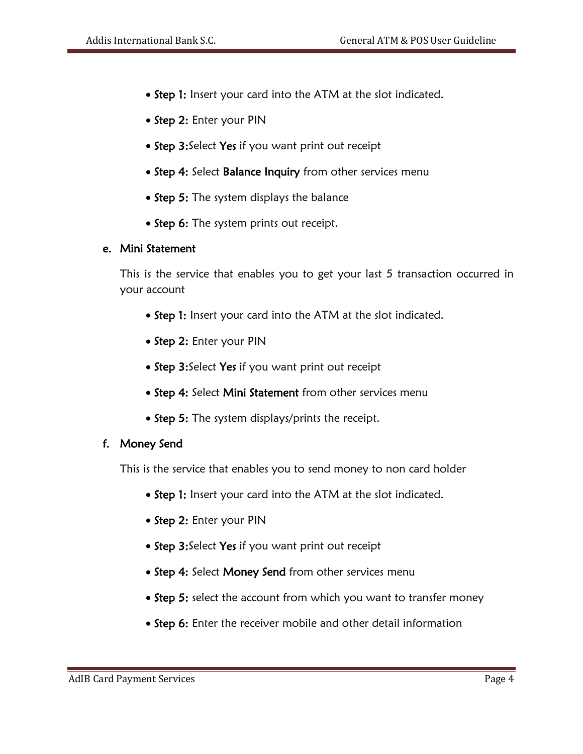- **Step 1:** Insert your card into the ATM at the slot indicated.
- **Step 2:** Enter your PIN
- **Step 3:**Select **Yes** if you want print out receipt
- **Step 4:** Select **Balance Inquiry** from other services menu
- **Step 5:** The system displays the balance
- **Step 6:** The system prints out receipt.

### e. Mini Statement

This is the service that enables you to get your last 5 transaction occurred in your account

- **Step 1:** Insert your card into the ATM at the slot indicated.
- **Step 2:** Enter your PIN
- **Step 3:**Select **Yes** if you want print out receipt
- **Step 4:** Select **Mini Statement** from other services menu
- **Step 5:** The system displays/prints the receipt.

### f. Money Send

This is the service that enables you to send money to non card holder

- **Step 1:** Insert your card into the ATM at the slot indicated.
- **Step 2:** Enter your PIN
- **Step 3:**Select **Yes** if you want print out receipt
- **Step 4:** Select **Money Send** from other services menu
- **Step 5:** select the account from which you want to transfer money
- **Step 6:** Enter the receiver mobile and other detail information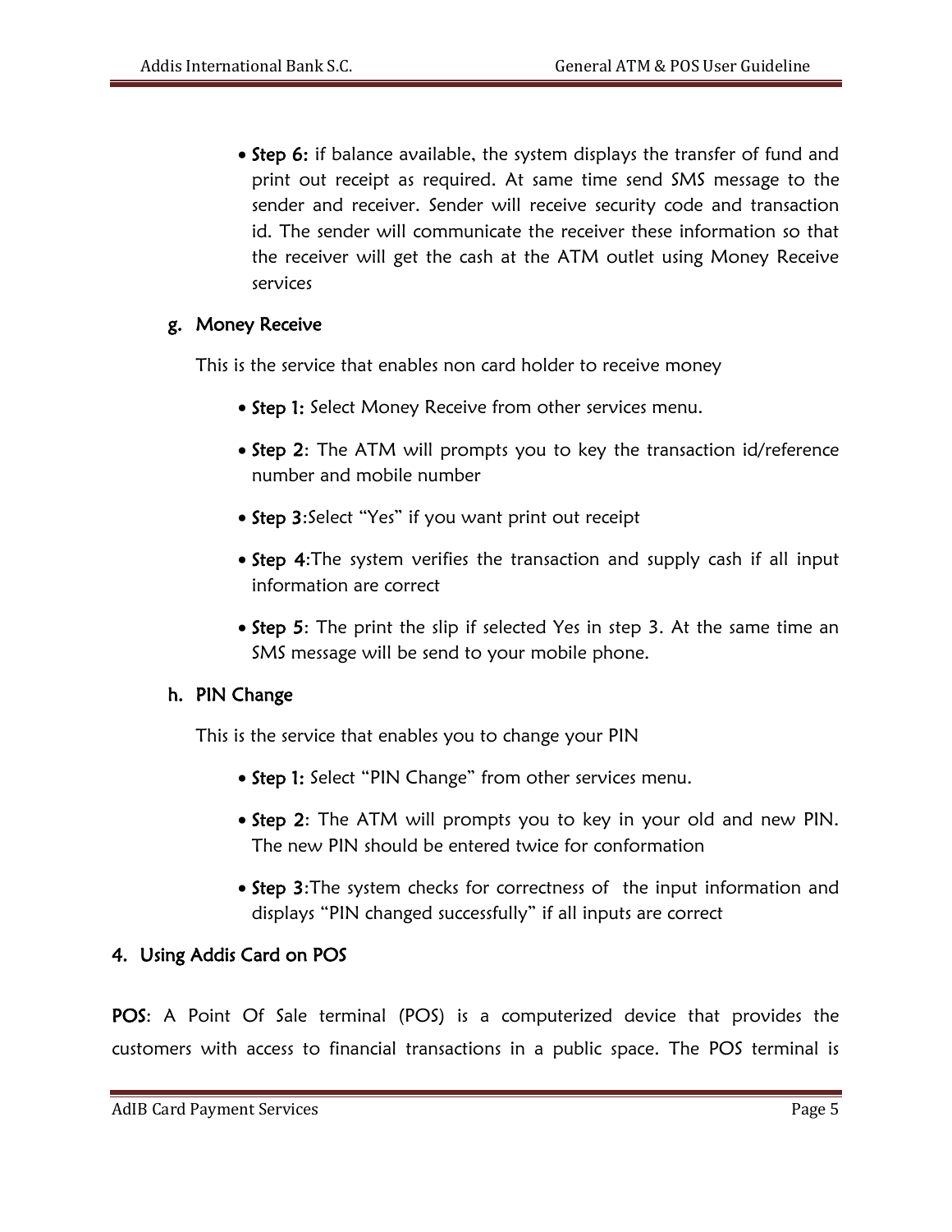- **Step 6:** if balance available, the system displays the transfer of fund and print out receipt as required. At same time send SMS message to the sender and receiver. Sender will receive security code and transaction id. The sender will communicate the receiver these information so that the receiver will get the cash at the ATM outlet using Money Receive services

### g. Money Receive

This is the service that enables non card holder to receive money

- **Step 1:** Select Money Receive from other services menu.
- **Step 2**: The ATM will prompts you to key the transaction id/reference number and mobile number
- **Step 3**:Select "Yes" if you want print out receipt
- **Step 4**:The system verifies the transaction and supply cash if all input information are correct
- **Step 5**: The print the slip if selected Yes in step 3. At the same time an SMS message will be send to your mobile phone.

### h. PIN Change

This is the service that enables you to change your PIN

- **Step 1:** Select "PIN Change" from other services menu.
- **Step 2**: The ATM will prompts you to key in your old and new PIN. The new PIN should be entered twice for conformation
- **Step 3**:The system checks for correctness of the input information and displays "PIN changed successfully" if all inputs are correct

## 4. Using Addis Card on POS

**POS**: A Point Of Sale terminal (POS) is a computerized device that provides the customers with access to financial transactions in a public space. The POS terminal is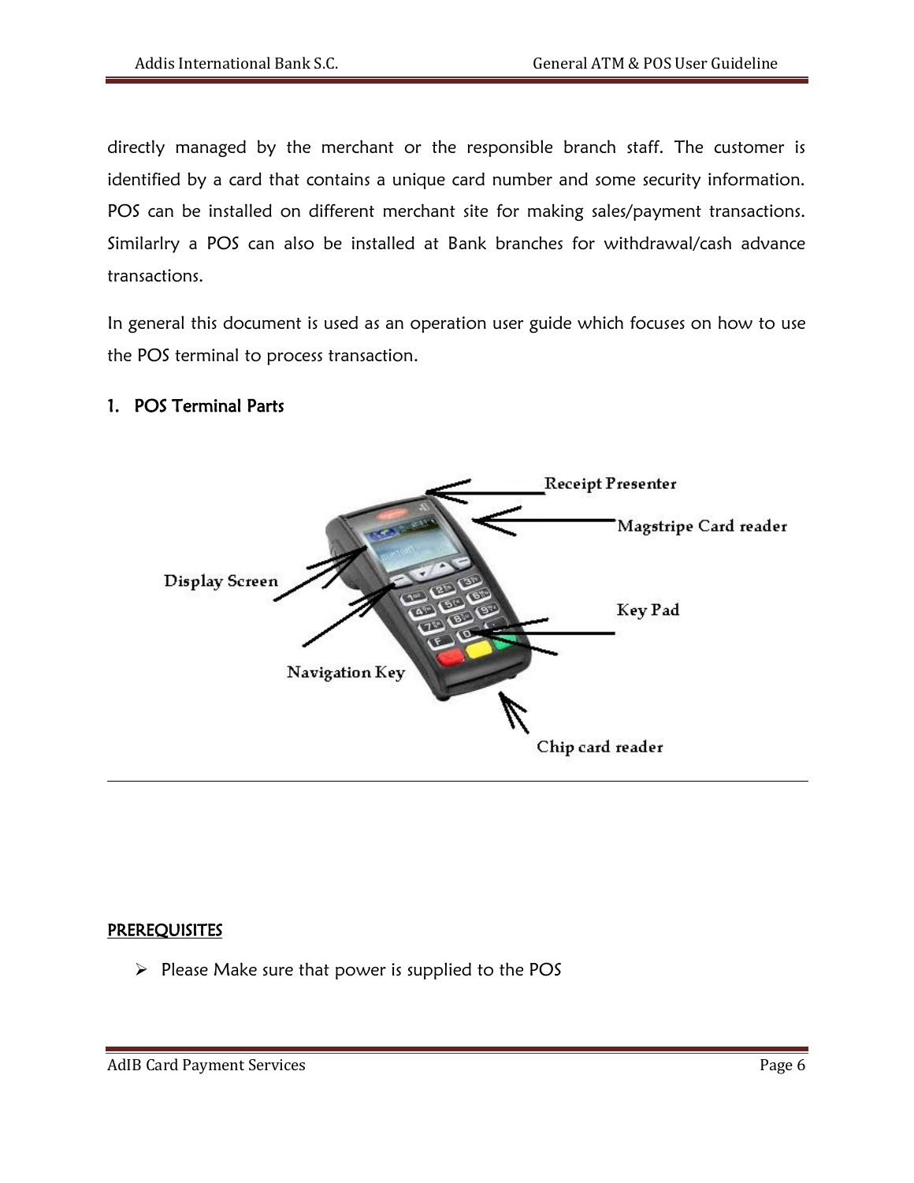directly managed by the merchant or the responsible branch staff. The customer is identified by a card that contains a unique card number and some security information. POS can be installed on different merchant site for making sales/payment transactions. Similarlry a POS can also be installed at Bank branches for withdrawal/cash advance transactions.

In general this document is used as an operation user guide which focuses on how to use the POS terminal to process transaction.

## 1. POS Terminal Parts

Receipt Presenter

Magstripe Card reader

Display Screen

Key Pad

Navigation Key

Chip card reader

---

**PREREQUISITES**

- Please Make sure that power is supplied to the POS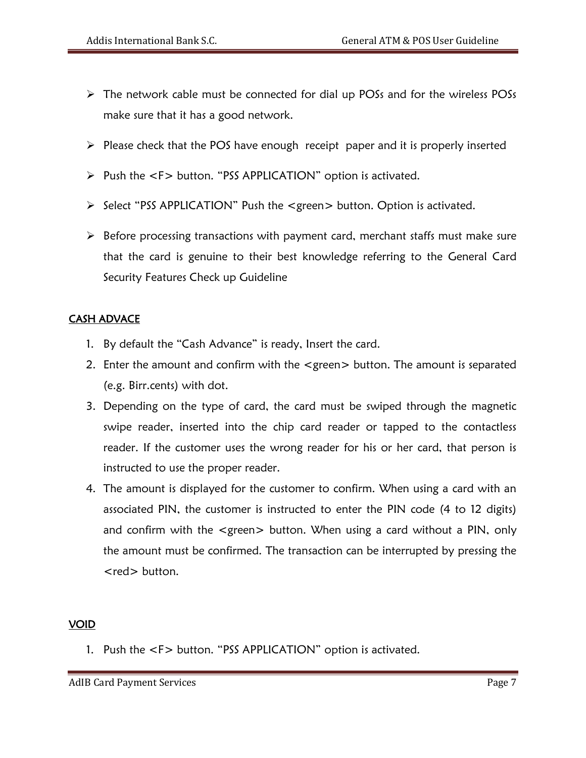- The network cable must be connected for dial up POSs and for the wireless POSs make sure that it has a good network.
- Please check that the POS have enough receipt paper and it is properly inserted
- Push the <F> button. “PSS APPLICATION” option is activated.
- Select “PSS APPLICATION” Push the <green> button. Option is activated.
- Before processing transactions with payment card, merchant staffs must make sure that the card is genuine to their best knowledge referring to the General Card Security Features Check up Guideline

## CASH ADVACE

1. By default the “Cash Advance” is ready, Insert the card.
2. Enter the amount and confirm with the <green> button. The amount is separated (e.g. Birr.cents) with dot.
3. Depending on the type of card, the card must be swiped through the magnetic swipe reader, inserted into the chip card reader or tapped to the contactless reader. If the customer uses the wrong reader for his or her card, that person is instructed to use the proper reader.
4. The amount is displayed for the customer to confirm. When using a card with an associated PIN, the customer is instructed to enter the PIN code (4 to 12 digits) and confirm with the <green> button. When using a card without a PIN, only the amount must be confirmed. The transaction can be interrupted by pressing the <red> button.

## VOID

1. Push the <F> button. “PSS APPLICATION” option is activated.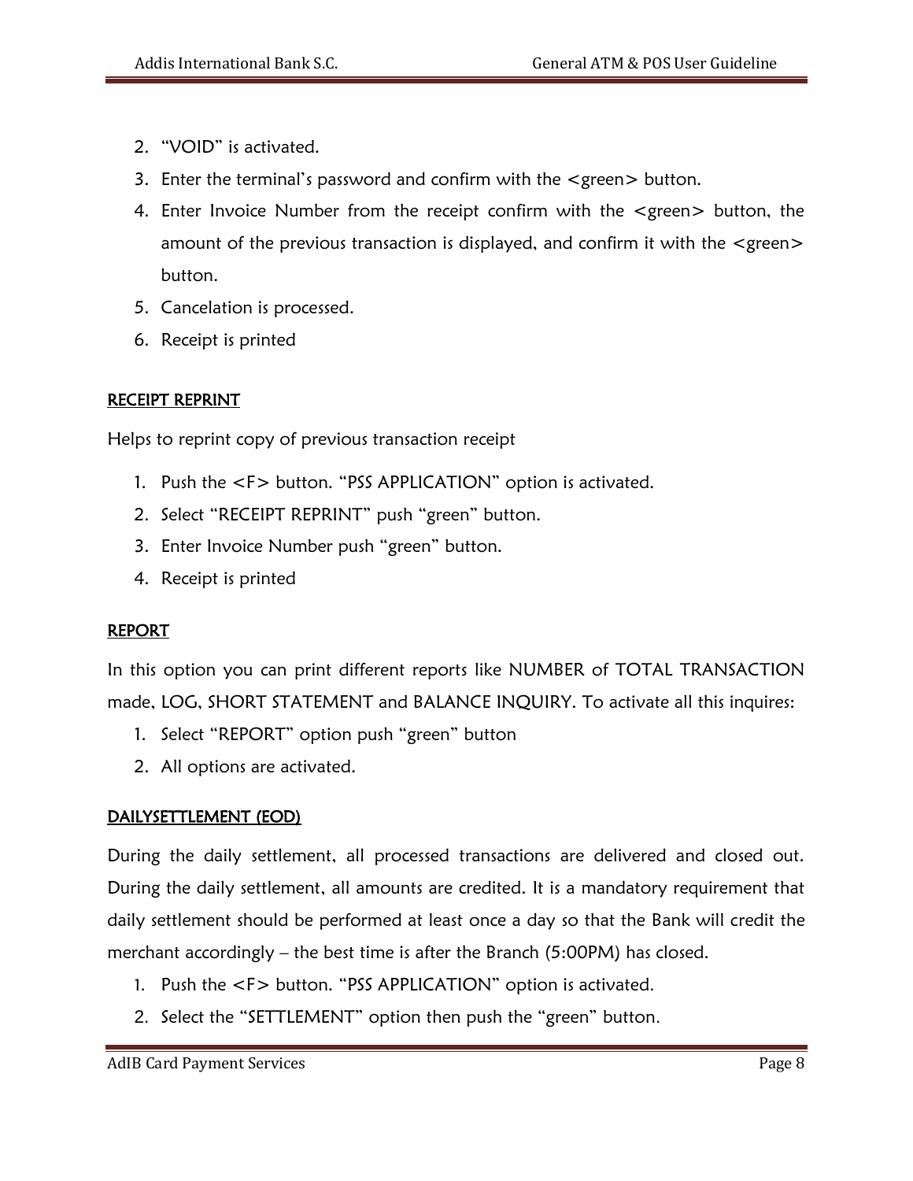2. “VOID” is activated.
3. Enter the terminal’s password and confirm with the <green> button.
4. Enter Invoice Number from the receipt confirm with the <green> button, the amount of the previous transaction is displayed, and confirm it with the <green> button.
5. Cancelation is processed.
6. Receipt is printed

**RECEIPT REPRINT**

Helps to reprint copy of previous transaction receipt

1. Push the <F> button. “PSS APPLICATION” option is activated.
2. Select “RECEIPT REPRINT” push “green” button.
3. Enter Invoice Number push “green” button.
4. Receipt is printed

**REPORT**

In this option you can print different reports like NUMBER of TOTAL TRANSACTION made, LOG, SHORT STATEMENT and BALANCE INQUIRY. To activate all this inquires:

1. Select “REPORT” option push “green” button
2. All options are activated.

**DAILYSETTLEMENT (EOD)**

During the daily settlement, all processed transactions are delivered and closed out. During the daily settlement, all amounts are credited. It is a mandatory requirement that daily settlement should be performed at least once a day so that the Bank will credit the merchant accordingly – the best time is after the Branch (5:00PM) has closed.

1. Push the <F> button. “PSS APPLICATION” option is activated.
2. Select the “SETTLEMENT” option then push the “green” button.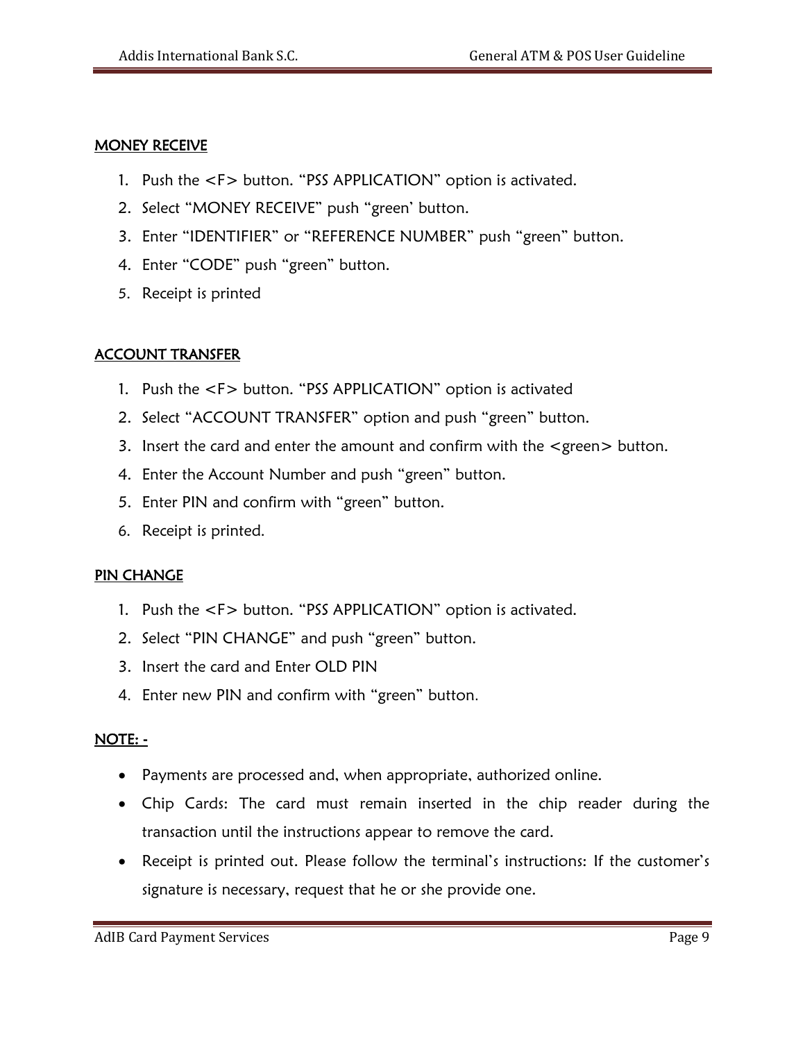## MONEY RECEIVE

1. Push the <F> button. "PSS APPLICATION" option is activated.
2. Select "MONEY RECEIVE" push "green' button.
3. Enter "IDENTIFIER" or "REFERENCE NUMBER" push "green" button.
4. Enter "CODE" push "green" button.
5. Receipt is printed

## ACCOUNT TRANSFER

1. Push the <F> button. "PSS APPLICATION" option is activated
2. Select "ACCOUNT TRANSFER" option and push "green" button.
3. Insert the card and enter the amount and confirm with the <green> button.
4. Enter the Account Number and push "green" button.
5. Enter PIN and confirm with "green" button.
6. Receipt is printed.

## PIN CHANGE

1. Push the <F> button. "PSS APPLICATION" option is activated.
2. Select "PIN CHANGE" and push "green" button.
3. Insert the card and Enter OLD PIN
4. Enter new PIN and confirm with "green" button.

## NOTE: -

- Payments are processed and, when appropriate, authorized online.
- Chip Cards: The card must remain inserted in the chip reader during the transaction until the instructions appear to remove the card.
- Receipt is printed out. Please follow the terminal's instructions: If the customer's signature is necessary, request that he or she provide one.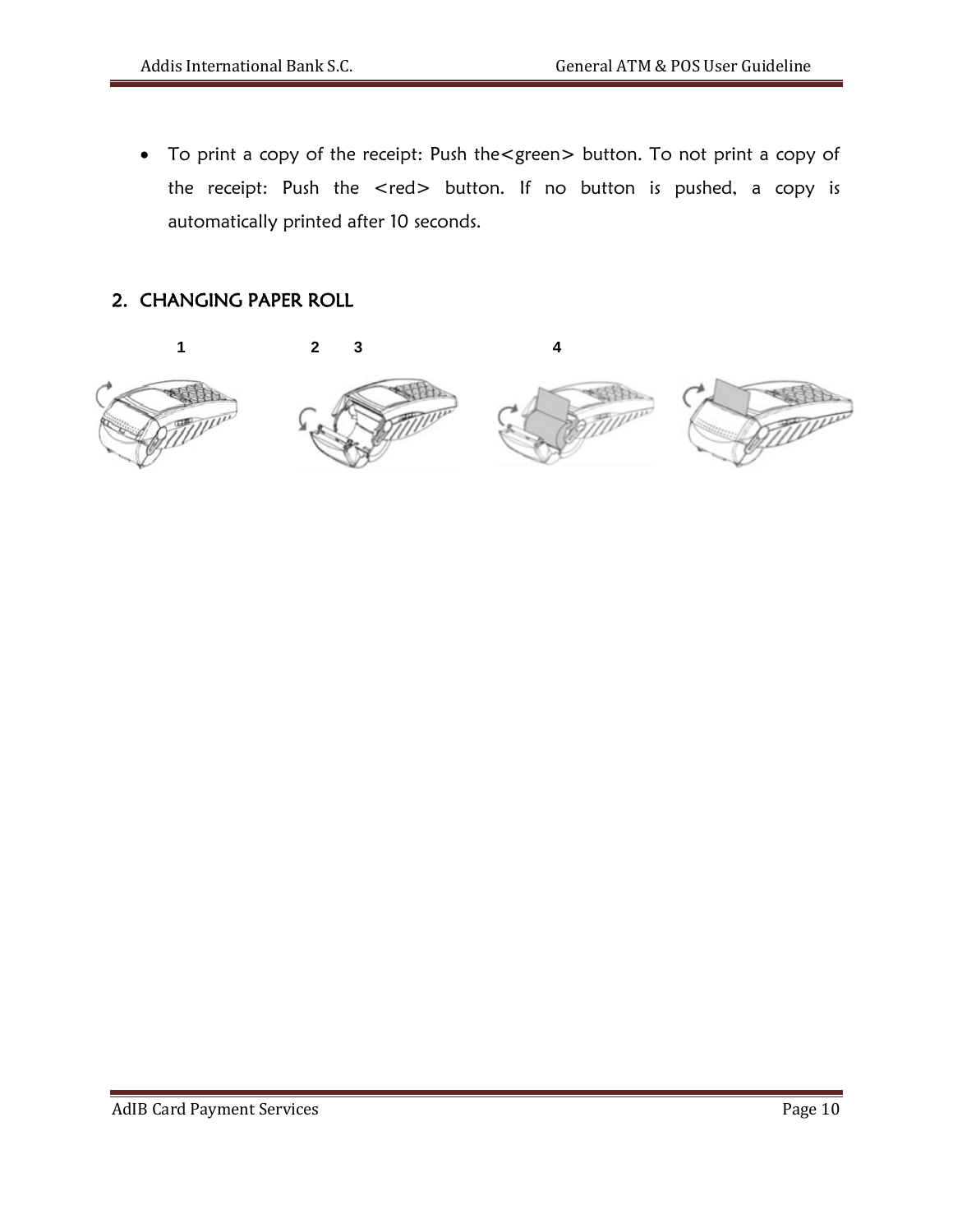- To print a copy of the receipt: Push the<green> button. To not print a copy of the receipt: Push the <red> button. If no button is pushed, a copy is automatically printed after 10 seconds.

## 2. CHANGING PAPER ROLL

1 2 3 4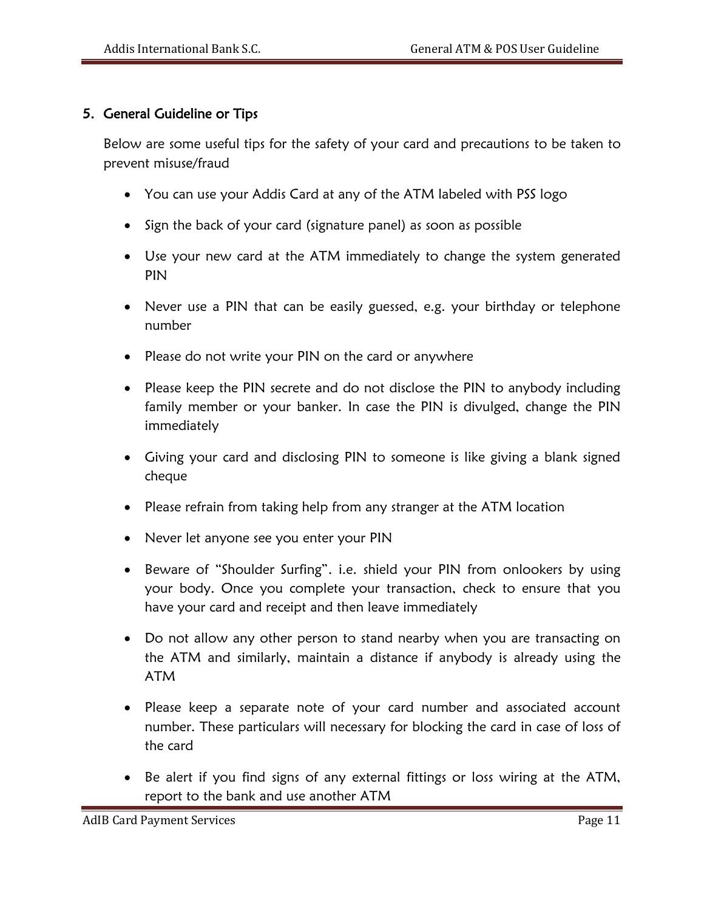## 5. General Guideline or Tips

Below are some useful tips for the safety of your card and precautions to be taken to prevent misuse/fraud

- You can use your Addis Card at any of the ATM labeled with PSS logo
- Sign the back of your card (signature panel) as soon as possible
- Use your new card at the ATM immediately to change the system generated PIN
- Never use a PIN that can be easily guessed, e.g. your birthday or telephone number
- Please do not write your PIN on the card or anywhere
- Please keep the PIN secrete and do not disclose the PIN to anybody including family member or your banker. In case the PIN is divulged, change the PIN immediately
- Giving your card and disclosing PIN to someone is like giving a blank signed cheque
- Please refrain from taking help from any stranger at the ATM location
- Never let anyone see you enter your PIN
- Beware of "Shoulder Surfing". i.e. shield your PIN from onlookers by using your body. Once you complete your transaction, check to ensure that you have your card and receipt and then leave immediately
- Do not allow any other person to stand nearby when you are transacting on the ATM and similarly, maintain a distance if anybody is already using the ATM
- Please keep a separate note of your card number and associated account number. These particulars will necessary for blocking the card in case of loss of the card
- Be alert if you find signs of any external fittings or loss wiring at the ATM, report to the bank and use another ATM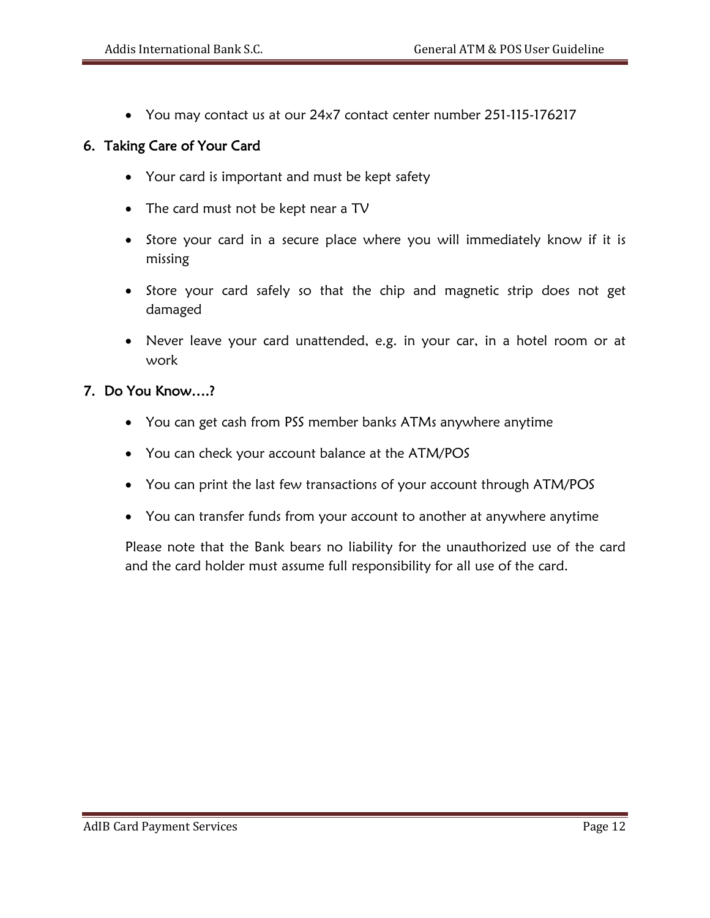- You may contact us at our 24x7 contact center number 251-115-176217

## 6. Taking Care of Your Card

- Your card is important and must be kept safety
- The card must not be kept near a TV
- Store your card in a secure place where you will immediately know if it is missing
- Store your card safely so that the chip and magnetic strip does not get damaged
- Never leave your card unattended, e.g. in your car, in a hotel room or at work

## 7. Do You Know….?

- You can get cash from PSS member banks ATMs anywhere anytime
- You can check your account balance at the ATM/POS
- You can print the last few transactions of your account through ATM/POS
- You can transfer funds from your account to another at anywhere anytime

Please note that the Bank bears no liability for the unauthorized use of the card and the card holder must assume full responsibility for all use of the card.